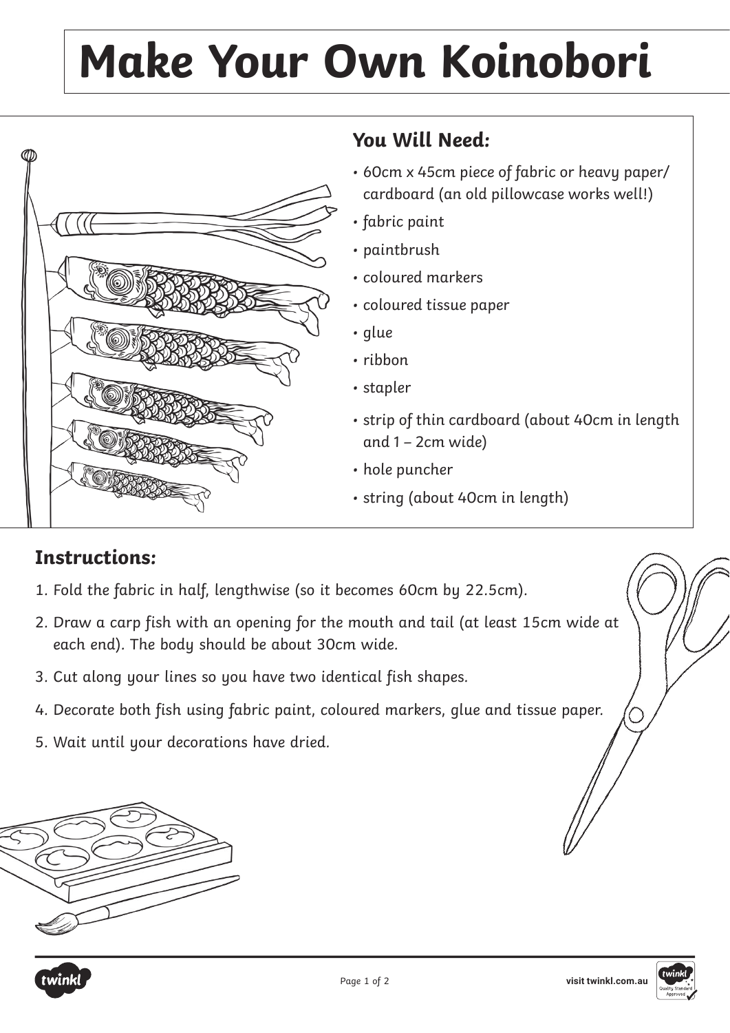# Make Your Own Koinobori

## You Will Need:

- 60cm x 45cm piece of fabric or heavy paper/ cardboard (an old pillowcase works well!)
- fabric paint
- paintbrush
- coloured markers
- coloured tissue paper
- glue
- ribbon
- stapler
- strip of thin cardboard (about 40cm in length and 1 – 2cm wide)
- hole puncher
- string (about 40cm in length)

## Instructions:

1. Fold the fabric in half, lengthwise (so it becomes 60cm by 22.5cm).
2. Draw a carp fish with an opening for the mouth and tail (at least 15cm wide at each end). The body should be about 30cm wide.
3. Cut along your lines so you have two identical fish shapes.
4. Decorate both fish using fabric paint, coloured markers, glue and tissue paper.
5. Wait until your decorations have dried.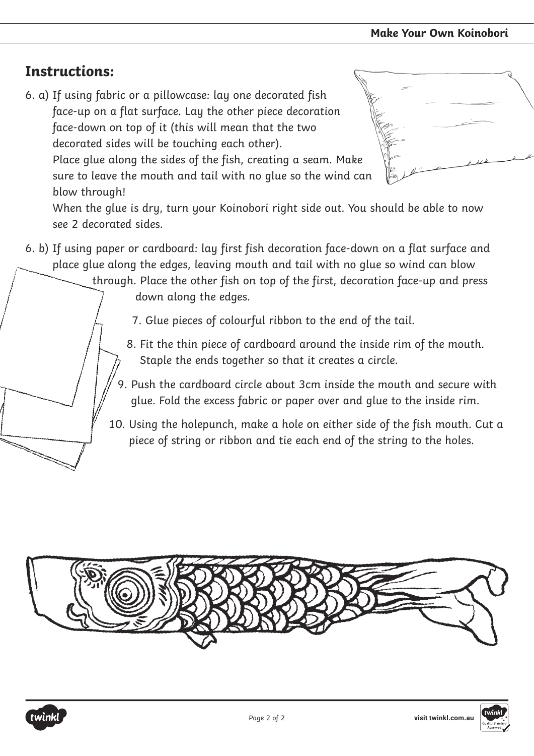## Instructions:

6. a) If using fabric or a pillowcase: lay one decorated fish face-up on a flat surface. Lay the other piece decoration face-down on top of it (this will mean that the two decorated sides will be touching each other).
   Place glue along the sides of the fish, creating a seam. Make sure to leave the mouth and tail with no glue so the wind can blow through!
   When the glue is dry, turn your Koinobori right side out. You should be able to now see 2 decorated sides.

6. b) If using paper or cardboard: lay first fish decoration face-down on a flat surface and place glue along the edges, leaving mouth and tail with no glue so wind can blow through. Place the other fish on top of the first, decoration face-up and press down along the edges.

7. Glue pieces of colourful ribbon to the end of the tail.

8. Fit the thin piece of cardboard around the inside rim of the mouth. Staple the ends together so that it creates a circle.

9. Push the cardboard circle about 3cm inside the mouth and secure with glue. Fold the excess fabric or paper over and glue to the inside rim.

10. Using the holepunch, make a hole on either side of the fish mouth. Cut a piece of string or ribbon and tie each end of the string to the holes.